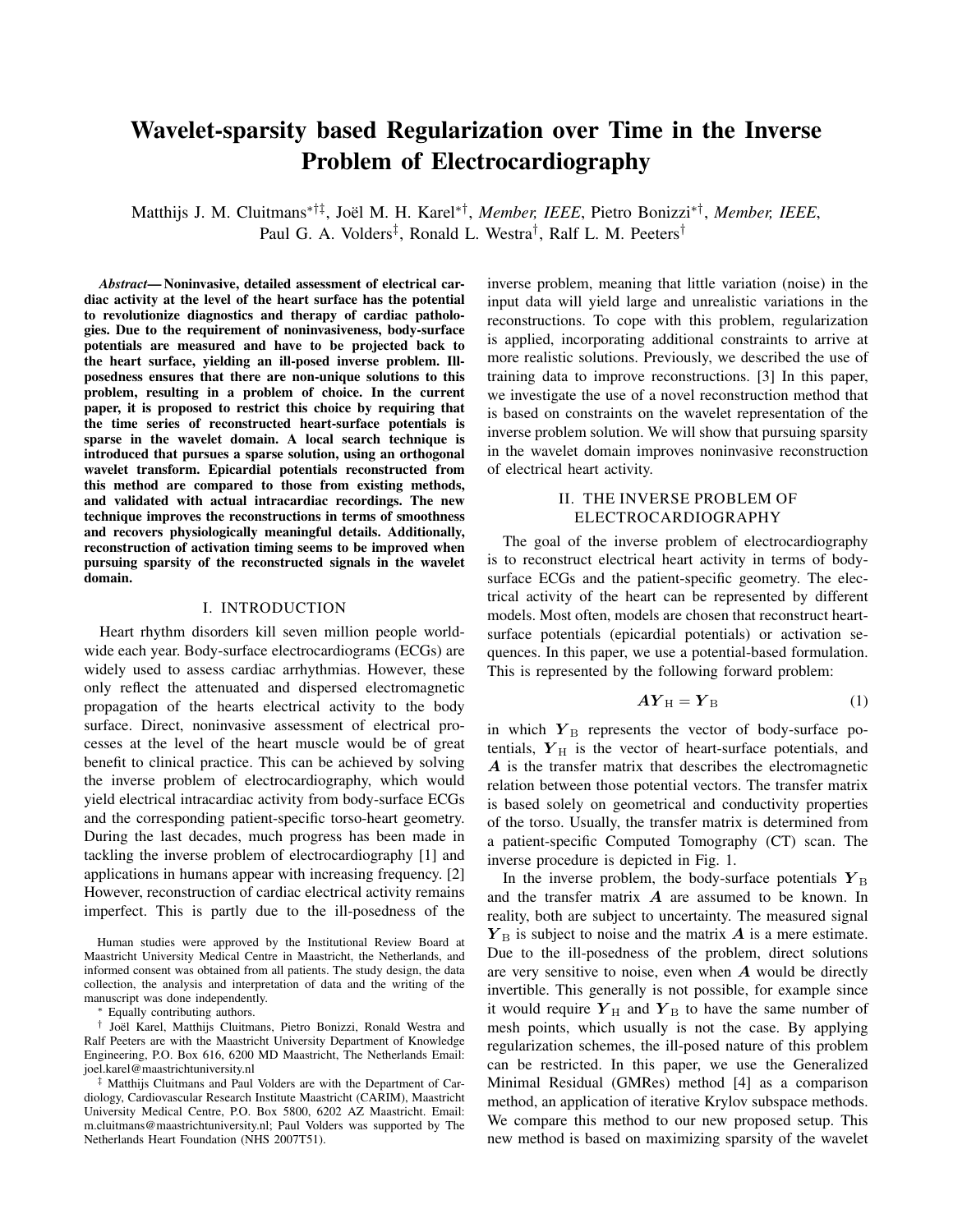# Wavelet-sparsity based Regularization over Time in the Inverse Problem of Electrocardiography

Matthijs J. M. Cluitmans[*†‡], Joël M. H. Karel[*†], *Member, IEEE*, Pietro Bonizzi[*†], *Member, IEEE*, Paul G. A. Volders[‡], Ronald L. Westra[†], Ralf L. M. Peeters[†]

***Abstract*— Noninvasive, detailed assessment of electrical cardiac activity at the level of the heart surface has the potential to revolutionize diagnostics and therapy of cardiac pathologies. Due to the requirement of noninvasiveness, body-surface potentials are measured and have to be projected back to the heart surface, yielding an ill-posed inverse problem. Ill-posedness ensures that there are non-unique solutions to this problem, resulting in a problem of choice. In the current paper, it is proposed to restrict this choice by requiring that the time series of reconstructed heart-surface potentials is sparse in the wavelet domain. A local search technique is introduced that pursues a sparse solution, using an orthogonal wavelet transform. Epicardial potentials reconstructed from this method are compared to those from existing methods, and validated with actual intracardiac recordings. The new technique improves the reconstructions in terms of smoothness and recovers physiologically meaningful details. Additionally, reconstruction of activation timing seems to be improved when pursuing sparsity of the reconstructed signals in the wavelet domain.**

## I. INTRODUCTION

Heart rhythm disorders kill seven million people worldwide each year. Body-surface electrocardiograms (ECGs) are widely used to assess cardiac arrhythmias. However, these only reflect the attenuated and dispersed electromagnetic propagation of the hearts electrical activity to the body surface. Direct, noninvasive assessment of electrical processes at the level of the heart muscle would be of great benefit to clinical practice. This can be achieved by solving the inverse problem of electrocardiography, which would yield electrical intracardiac activity from body-surface ECGs and the corresponding patient-specific torso-heart geometry. During the last decades, much progress has been made in tackling the inverse problem of electrocardiography [1] and applications in humans appear with increasing frequency. [2] However, reconstruction of cardiac electrical activity remains imperfect. This is partly due to the ill-posedness of the inverse problem, meaning that little variation (noise) in the input data will yield large and unrealistic variations in the reconstructions. To cope with this problem, regularization is applied, incorporating additional constraints to arrive at more realistic solutions. Previously, we described the use of training data to improve reconstructions. [3] In this paper, we investigate the use of a novel reconstruction method that is based on constraints on the wavelet representation of the inverse problem solution. We will show that pursuing sparsity in the wavelet domain improves noninvasive reconstruction of electrical heart activity.

## II. THE INVERSE PROBLEM OF ELECTROCARDIOGRAPHY

The goal of the inverse problem of electrocardiography is to reconstruct electrical heart activity in terms of body-surface ECGs and the patient-specific geometry. The electrical activity of the heart can be represented by different models. Most often, models are chosen that reconstruct heart-surface potentials (epicardial potentials) or activation sequences. In this paper, we use a potential-based formulation. This is represented by the following forward problem:

$$\boldsymbol{A}\boldsymbol{Y}_{\mathrm{H}} = \boldsymbol{Y}_{\mathrm{B}} \tag{1}$$

in which $\boldsymbol{Y}_{\mathrm{B}}$ represents the vector of body-surface potentials, $\boldsymbol{Y}_{\mathrm{H}}$ is the vector of heart-surface potentials, and $\boldsymbol{A}$ is the transfer matrix that describes the electromagnetic relation between those potential vectors. The transfer matrix is based solely on geometrical and conductivity properties of the torso. Usually, the transfer matrix is determined from a patient-specific Computed Tomography (CT) scan. The inverse procedure is depicted in Fig. 1.

In the inverse problem, the body-surface potentials $\boldsymbol{Y}_{\mathrm{B}}$ and the transfer matrix $\boldsymbol{A}$ are assumed to be known. In reality, both are subject to uncertainty. The measured signal $\boldsymbol{Y}_{\mathrm{B}}$ is subject to noise and the matrix $\boldsymbol{A}$ is a mere estimate. Due to the ill-posedness of the problem, direct solutions are very sensitive to noise, even when $\boldsymbol{A}$ would be directly invertible. This generally is not possible, for example since it would require $\boldsymbol{Y}_{\mathrm{H}}$ and $\boldsymbol{Y}_{\mathrm{B}}$ to have the same number of mesh points, which usually is not the case. By applying regularization schemes, the ill-posed nature of this problem can be restricted. In this paper, we use the Generalized Minimal Residual (GMRes) method [4] as a comparison method, an application of iterative Krylov subspace methods. We compare this method to our new proposed setup. This new method is based on maximizing sparsity of the wavelet

---

Human studies were approved by the Institutional Review Board at Maastricht University Medical Centre in Maastricht, the Netherlands, and informed consent was obtained from all patients. The study design, the data collection, the analysis and interpretation of data and the writing of the manuscript was done independently.

[*] Equally contributing authors.

[†] Joël Karel, Matthijs Cluitmans, Pietro Bonizzi, Ronald Westra and Ralf Peeters are with the Maastricht University Department of Knowledge Engineering, P.O. Box 616, 6200 MD Maastricht, The Netherlands Email: joel.karel@maastrichtuniversity.nl

[‡] Matthijs Cluitmans and Paul Volders are with the Department of Cardiology, Cardiovascular Research Institute Maastricht (CARIM), Maastricht University Medical Centre, P.O. Box 5800, 6202 AZ Maastricht. Email: m.cluitmans@maastrichtuniversity.nl; Paul Volders was supported by The Netherlands Heart Foundation (NHS 2007T51).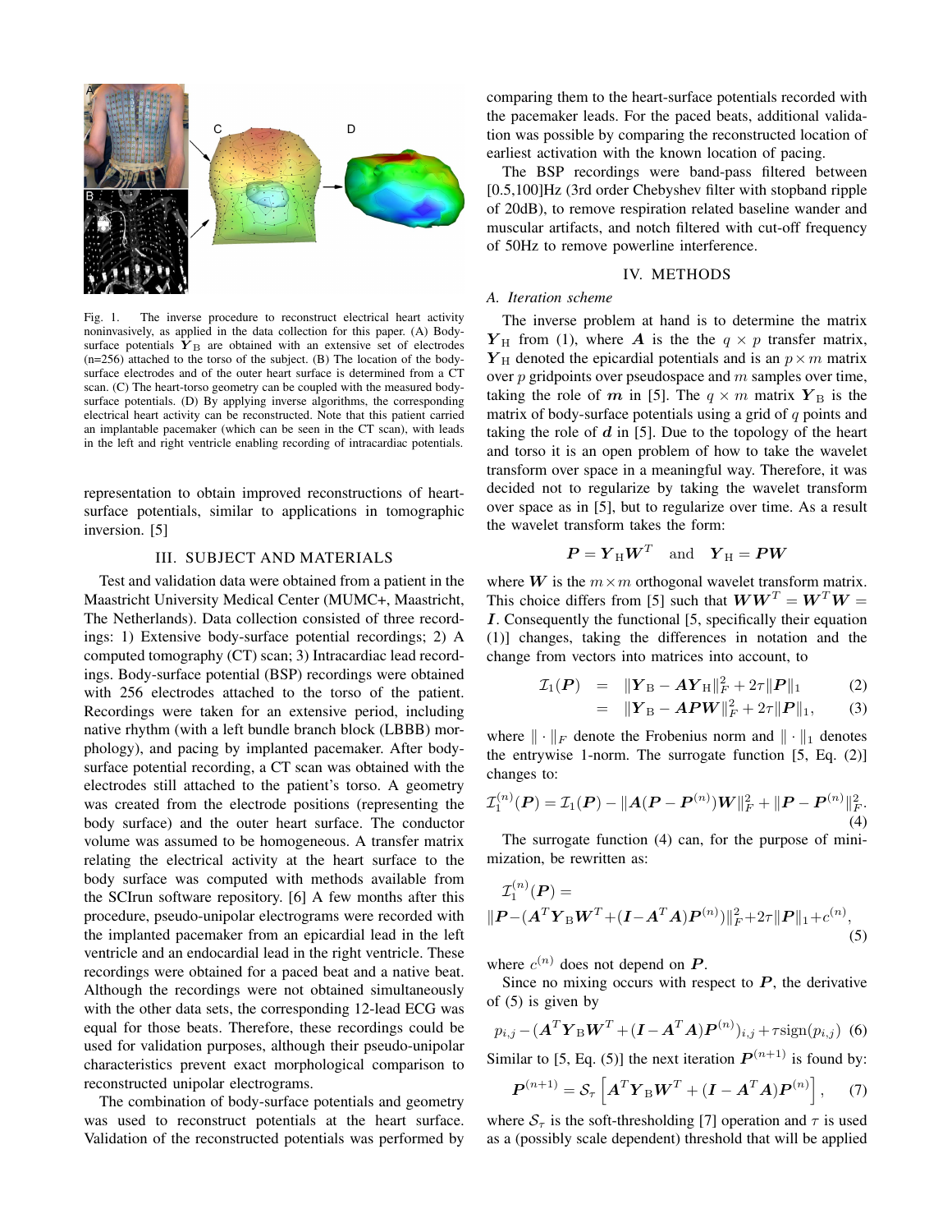Fig. 1. The inverse procedure to reconstruct electrical heart activity noninvasively, as applied in the data collection for this paper. (A) Body-surface potentials $\boldsymbol{Y}_{\mathrm{B}}$ are obtained with an extensive set of electrodes (n=256) attached to the torso of the subject. (B) The location of the body-surface electrodes and of the outer heart surface is determined from a CT scan. (C) The heart-torso geometry can be coupled with the measured body-surface potentials. (D) By applying inverse algorithms, the corresponding electrical heart activity can be reconstructed. Note that this patient carried an implantable pacemaker (which can be seen in the CT scan), with leads in the left and right ventricle enabling recording of intracardiac potentials.

representation to obtain improved reconstructions of heart-surface potentials, similar to applications in tomographic inversion. [5]

## III. Subject and Materials

Test and validation data were obtained from a patient in the Maastricht University Medical Center (MUMC+, Maastricht, The Netherlands). Data collection consisted of three recordings: 1) Extensive body-surface potential recordings; 2) A computed tomography (CT) scan; 3) Intracardiac lead recordings. Body-surface potential (BSP) recordings were obtained with 256 electrodes attached to the torso of the patient. Recordings were taken for an extensive period, including native rhythm (with a left bundle branch block (LBBB) morphology), and pacing by implanted pacemaker. After body-surface potential recording, a CT scan was obtained with the electrodes still attached to the patient's torso. A geometry was created from the electrode positions (representing the body surface) and the outer heart surface. The conductor volume was assumed to be homogeneous. A transfer matrix relating the electrical activity at the heart surface to the body surface was computed with methods available from the SCIrun software repository. [6] A few months after this procedure, pseudo-unipolar electrograms were recorded with the implanted pacemaker from an epicardial lead in the left ventricle and an endocardial lead in the right ventricle. These recordings were obtained for a paced beat and a native beat. Although the recordings were not obtained simultaneously with the other data sets, the corresponding 12-lead ECG was equal for those beats. Therefore, these recordings could be used for validation purposes, although their pseudo-unipolar characteristics prevent exact morphological comparison to reconstructed unipolar electrograms.

The combination of body-surface potentials and geometry was used to reconstruct potentials at the heart surface. Validation of the reconstructed potentials was performed by comparing them to the heart-surface potentials recorded with the pacemaker leads. For the paced beats, additional validation was possible by comparing the reconstructed location of earliest activation with the known location of pacing.

The BSP recordings were band-pass filtered between [0.5,100]Hz (3rd order Chebyshev filter with stopband ripple of 20dB), to remove respiration related baseline wander and muscular artifacts, and notch filtered with cut-off frequency of 50Hz to remove powerline interference.

## IV. Methods

### A. Iteration scheme

The inverse problem at hand is to determine the matrix $\boldsymbol{Y}_{\mathrm{H}}$ from (1), where $\boldsymbol{A}$ is the the $q \times p$ transfer matrix, $\boldsymbol{Y}_{\mathrm{H}}$ denoted the epicardial potentials and is an $p \times m$ matrix over $p$ gridpoints over pseudospace and $m$ samples over time, taking the role of $\boldsymbol{m}$ in [5]. The $q \times m$ matrix $\boldsymbol{Y}_{\mathrm{B}}$ is the matrix of body-surface potentials using a grid of $q$ points and taking the role of $\boldsymbol{d}$ in [5]. Due to the topology of the heart and torso it is an open problem of how to take the wavelet transform over space in a meaningful way. Therefore, it was decided not to regularize by taking the wavelet transform over space as in [5], but to regularize over time. As a result the wavelet transform takes the form:

$$\boldsymbol{P} = \boldsymbol{Y}_{\mathrm{H}} \boldsymbol{W}^T \quad \text{and} \quad \boldsymbol{Y}_{\mathrm{H}} = \boldsymbol{P}\boldsymbol{W}$$

where $\boldsymbol{W}$ is the $m \times m$ orthogonal wavelet transform matrix. This choice differs from [5] such that $\boldsymbol{W}\boldsymbol{W}^T = \boldsymbol{W}^T\boldsymbol{W} = \boldsymbol{I}$. Consequently the functional [5, specifically their equation (1)] changes, taking the differences in notation and the change from vectors into matrices into account, to

$$\begin{aligned} \mathcal{I}_1(\boldsymbol{P}) &= \|\boldsymbol{Y}_{\mathrm{B}} - \boldsymbol{A}\boldsymbol{Y}_{\mathrm{H}}\|_F^2 + 2\tau\|\boldsymbol{P}\|_1 \qquad (2)\\ &= \|\boldsymbol{Y}_{\mathrm{B}} - \boldsymbol{A}\boldsymbol{P}\boldsymbol{W}\|_F^2 + 2\tau\|\boldsymbol{P}\|_1, \qquad (3) \end{aligned}$$

where $\|\cdot\|_F$ denote the Frobenius norm and $\|\cdot\|_1$ denotes the entrywise 1-norm. The surrogate function [5, Eq. (2)] changes to:

$$\mathcal{I}_1^{(n)}(\boldsymbol{P}) = \mathcal{I}_1(\boldsymbol{P}) - \|\boldsymbol{A}(\boldsymbol{P} - \boldsymbol{P}^{(n)})\boldsymbol{W}\|_F^2 + \|\boldsymbol{P} - \boldsymbol{P}^{(n)}\|_F^2. \qquad (4)$$

The surrogate function (4) can, for the purpose of minimization, be rewritten as:

$$\mathcal{I}_1^{(n)}(\boldsymbol{P}) = \|\boldsymbol{P} - (\boldsymbol{A}^T\boldsymbol{Y}_{\mathrm{B}}\boldsymbol{W}^T + (\boldsymbol{I} - \boldsymbol{A}^T\boldsymbol{A})\boldsymbol{P}^{(n)})\|_F^2 + 2\tau\|\boldsymbol{P}\|_1 + c^{(n)}, \qquad (5)$$

where $c^{(n)}$ does not depend on $\boldsymbol{P}$.

Since no mixing occurs with respect to $\boldsymbol{P}$, the derivative of (5) is given by

$$p_{i,j} - (\boldsymbol{A}^T\boldsymbol{Y}_{\mathrm{B}}\boldsymbol{W}^T + (\boldsymbol{I} - \boldsymbol{A}^T\boldsymbol{A})\boldsymbol{P}^{(n)})_{i,j} + \tau \operatorname{sign}(p_{i,j}) \qquad (6)$$

Similar to [5, Eq. (5)] the next iteration $\boldsymbol{P}^{(n+1)}$ is found by:

$$\boldsymbol{P}^{(n+1)} = \mathcal{S}_\tau\left[\boldsymbol{A}^T\boldsymbol{Y}_{\mathrm{B}}\boldsymbol{W}^T + (\boldsymbol{I} - \boldsymbol{A}^T\boldsymbol{A})\boldsymbol{P}^{(n)}\right], \qquad (7)$$

where $\mathcal{S}_\tau$ is the soft-thresholding [7] operation and $\tau$ is used as a (possibly scale dependent) threshold that will be applied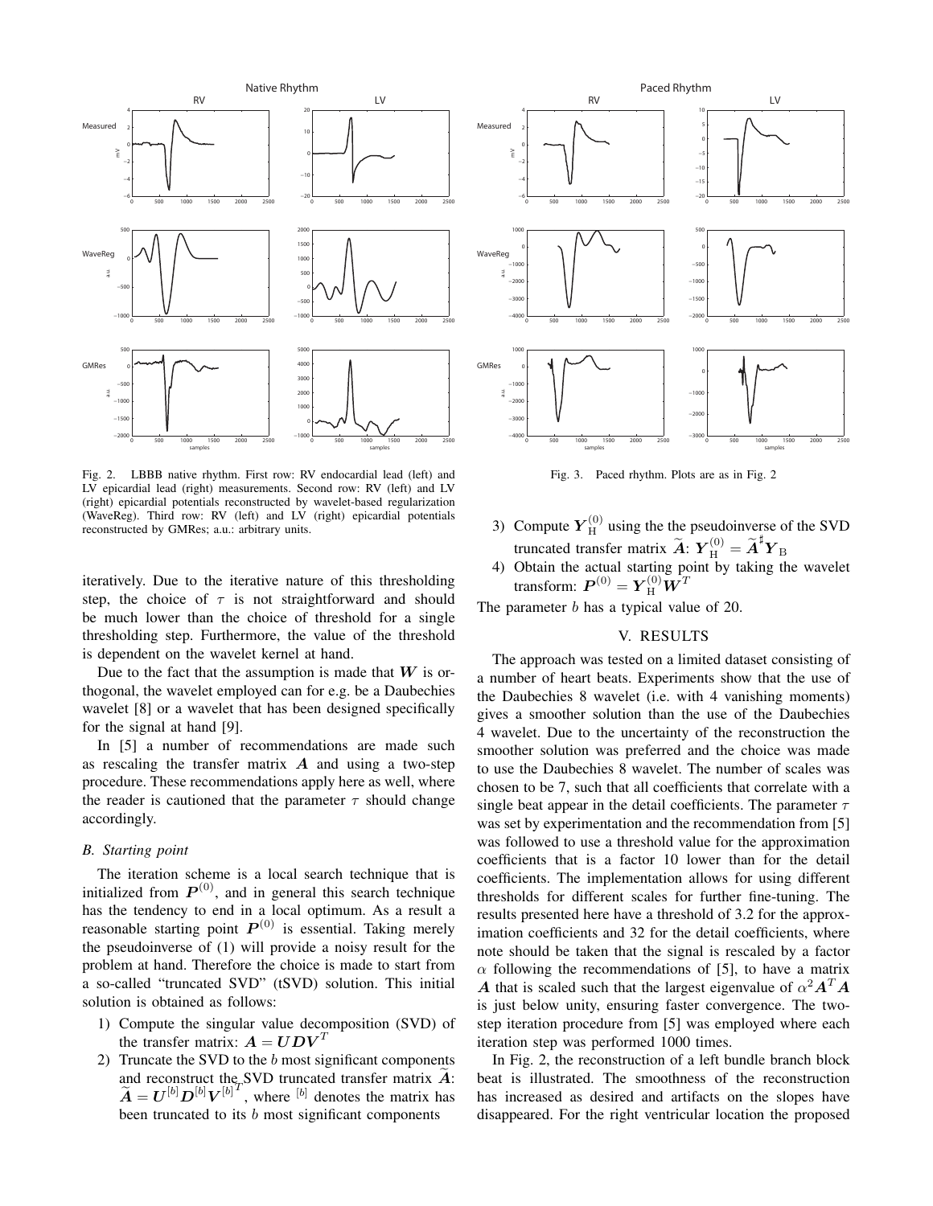Fig. 2. LBBB native rhythm. First row: RV endocardial lead (left) and LV epicardial lead (right) measurements. Second row: RV (left) and LV (right) epicardial potentials reconstructed by wavelet-based regularization (WaveReg). Third row: RV (left) and LV (right) epicardial potentials reconstructed by GMRes; a.u.: arbitrary units.

Fig. 3. Paced rhythm. Plots are as in Fig. 2

iteratively. Due to the iterative nature of this thresholding step, the choice of $\tau$ is not straightforward and should be much lower than the choice of threshold for a single thresholding step. Furthermore, the value of the threshold is dependent on the wavelet kernel at hand.

Due to the fact that the assumption is made that $\boldsymbol{W}$ is orthogonal, the wavelet employed can for e.g. be a Daubechies wavelet [8] or a wavelet that has been designed specifically for the signal at hand [9].

In [5] a number of recommendations are made such as rescaling the transfer matrix $\boldsymbol{A}$ and using a two-step procedure. These recommendations apply here as well, where the reader is cautioned that the parameter $\tau$ should change accordingly.

### *B. Starting point*

The iteration scheme is a local search technique that is initialized from $\boldsymbol{P}^{(0)}$, and in general this search technique has the tendency to end in a local optimum. As a result a reasonable starting point $\boldsymbol{P}^{(0)}$ is essential. Taking merely the pseudoinverse of (1) will provide a noisy result for the problem at hand. Therefore the choice is made to start from a so-called "truncated SVD" (tSVD) solution. This initial solution is obtained as follows:

1) Compute the singular value decomposition (SVD) of the transfer matrix: $\boldsymbol{A} = \boldsymbol{U}\boldsymbol{D}\boldsymbol{V}^T$
2) Truncate the SVD to the $b$ most significant components and reconstruct the SVD truncated transfer matrix $\widetilde{\boldsymbol{A}}$: $\widetilde{\boldsymbol{A}} = \boldsymbol{U}^{[b]}\boldsymbol{D}^{[b]}\boldsymbol{V}^{[b]^T}$, where $^{[b]}$ denotes the matrix has been truncated to its $b$ most significant components
3) Compute $\boldsymbol{Y}_{\mathrm{H}}^{(0)}$ using the the pseudoinverse of the SVD truncated transfer matrix $\widetilde{\boldsymbol{A}}$: $\boldsymbol{Y}_{\mathrm{H}}^{(0)} = \widetilde{\boldsymbol{A}}^{\sharp}\boldsymbol{Y}_{\mathrm{B}}$
4) Obtain the actual starting point by taking the wavelet transform: $\boldsymbol{P}^{(0)} = \boldsymbol{Y}_{\mathrm{H}}^{(0)}\boldsymbol{W}^T$

The parameter $b$ has a typical value of 20.

## V. RESULTS

The approach was tested on a limited dataset consisting of a number of heart beats. Experiments show that the use of the Daubechies 8 wavelet (i.e. with 4 vanishing moments) gives a smoother solution than the use of the Daubechies 4 wavelet. Due to the uncertainty of the reconstruction the smoother solution was preferred and the choice was made to use the Daubechies 8 wavelet. The number of scales was chosen to be 7, such that all coefficients that correlate with a single beat appear in the detail coefficients. The parameter $\tau$ was set by experimentation and the recommendation from [5] was followed to use a threshold value for the approximation coefficients that is a factor 10 lower than for the detail coefficients. The implementation allows for using different thresholds for different scales for further fine-tuning. The results presented here have a threshold of 3.2 for the approximation coefficients and 32 for the detail coefficients, where note should be taken that the signal is rescaled by a factor $\alpha$ following the recommendations of [5], to have a matrix $\boldsymbol{A}$ that is scaled such that the largest eigenvalue of $\alpha^2\boldsymbol{A}^T\boldsymbol{A}$ is just below unity, ensuring faster convergence. The two-step iteration procedure from [5] was employed where each iteration step was performed 1000 times.

In Fig. 2, the reconstruction of a left bundle branch block beat is illustrated. The smoothness of the reconstruction has increased as desired and artifacts on the slopes have disappeared. For the right ventricular location the proposed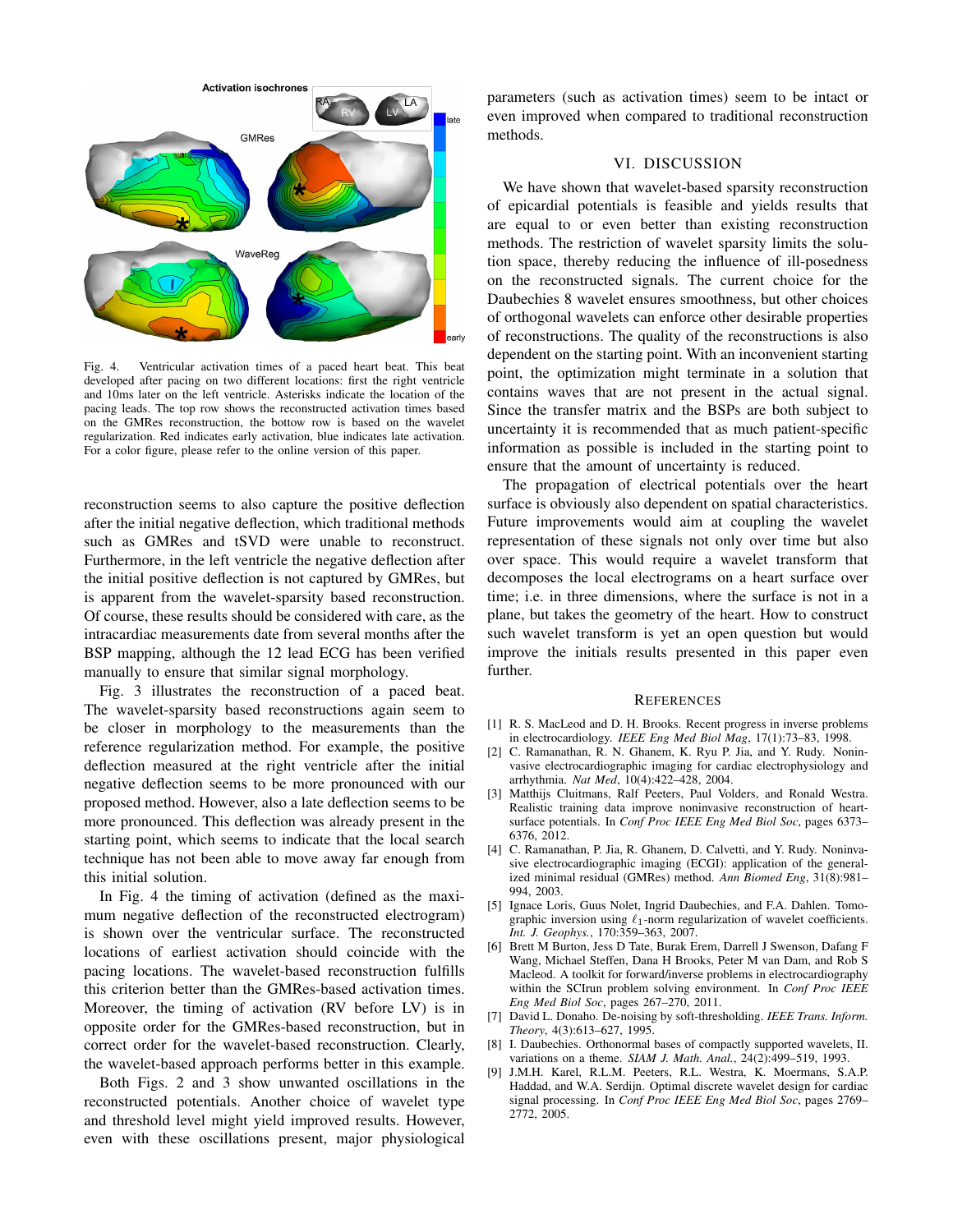Activation isochrones

RA RV LV LA

GMRes

WaveReg

late

early

Fig. 4. Ventricular activation times of a paced heart beat. This beat developed after pacing on two different locations: first the right ventricle and 10ms later on the left ventricle. Asterisks indicate the location of the pacing leads. The top row shows the reconstructed activation times based on the GMRes reconstruction, the bottow row is based on the wavelet regularization. Red indicates early activation, blue indicates late activation. For a color figure, please refer to the online version of this paper.

reconstruction seems to also capture the positive deflection after the initial negative deflection, which traditional methods such as GMRes and tSVD were unable to reconstruct. Furthermore, in the left ventricle the negative deflection after the initial positive deflection is not captured by GMRes, but is apparent from the wavelet-sparsity based reconstruction. Of course, these results should be considered with care, as the intracardiac measurements date from several months after the BSP mapping, although the 12 lead ECG has been verified manually to ensure that similar signal morphology.

Fig. 3 illustrates the reconstruction of a paced beat. The wavelet-sparsity based reconstructions again seem to be closer in morphology to the measurements than the reference regularization method. For example, the positive deflection measured at the right ventricle after the initial negative deflection seems to be more pronounced with our proposed method. However, also a late deflection seems to be more pronounced. This deflection was already present in the starting point, which seems to indicate that the local search technique has not been able to move away far enough from this initial solution.

In Fig. 4 the timing of activation (defined as the maximum negative deflection of the reconstructed electrogram) is shown over the ventricular surface. The reconstructed locations of earliest activation should coincide with the pacing locations. The wavelet-based reconstruction fulfills this criterion better than the GMRes-based activation times. Moreover, the timing of activation (RV before LV) is in opposite order for the GMRes-based reconstruction, but in correct order for the wavelet-based reconstruction. Clearly, the wavelet-based approach performs better in this example.

Both Figs. 2 and 3 show unwanted oscillations in the reconstructed potentials. Another choice of wavelet type and threshold level might yield improved results. However, even with these oscillations present, major physiological parameters (such as activation times) seem to be intact or even improved when compared to traditional reconstruction methods.

## VI. Discussion

We have shown that wavelet-based sparsity reconstruction of epicardial potentials is feasible and yields results that are equal to or even better than existing reconstruction methods. The restriction of wavelet sparsity limits the solution space, thereby reducing the influence of ill-posedness on the reconstructed signals. The current choice for the Daubechies 8 wavelet ensures smoothness, but other choices of orthogonal wavelets can enforce other desirable properties of reconstructions. The quality of the reconstructions is also dependent on the starting point. With an inconvenient starting point, the optimization might terminate in a solution that contains waves that are not present in the actual signal. Since the transfer matrix and the BSPs are both subject to uncertainty it is recommended that as much patient-specific information as possible is included in the starting point to ensure that the amount of uncertainty is reduced.

The propagation of electrical potentials over the heart surface is obviously also dependent on spatial characteristics. Future improvements would aim at coupling the wavelet representation of these signals not only over time but also over space. This would require a wavelet transform that decomposes the local electrograms on a heart surface over time; i.e. in three dimensions, where the surface is not in a plane, but takes the geometry of the heart. How to construct such wavelet transform is yet an open question but would improve the initials results presented in this paper even further.

## References

[1] R. S. MacLeod and D. H. Brooks. Recent progress in inverse problems in electrocardiology. *IEEE Eng Med Biol Mag*, 17(1):73–83, 1998.

[2] C. Ramanathan, R. N. Ghanem, K. Ryu P. Jia, and Y. Rudy. Noninvasive electrocardiographic imaging for cardiac electrophysiology and arrhythmia. *Nat Med*, 10(4):422–428, 2004.

[3] Matthijs Cluitmans, Ralf Peeters, Paul Volders, and Ronald Westra. Realistic training data improve noninvasive reconstruction of heart-surface potentials. In *Conf Proc IEEE Eng Med Biol Soc*, pages 6373–6376, 2012.

[4] C. Ramanathan, P. Jia, R. Ghanem, D. Calvetti, and Y. Rudy. Noninvasive electrocardiographic imaging (ECGI): application of the generalized minimal residual (GMRes) method. *Ann Biomed Eng*, 31(8):981–994, 2003.

[5] Ignace Loris, Guus Nolet, Ingrid Daubechies, and F.A. Dahlen. Tomographic inversion using $\ell_1$-norm regularization of wavelet coefficients. *Int. J. Geophys.*, 170:359–363, 2007.

[6] Brett M Burton, Jess D Tate, Burak Erem, Darrell J Swenson, Dafang F Wang, Michael Steffen, Dana H Brooks, Peter M van Dam, and Rob S Macleod. A toolkit for forward/inverse problems in electrocardiography within the SCIrun problem solving environment. In *Conf Proc IEEE Eng Med Biol Soc*, pages 267–270, 2011.

[7] David L. Donaho. De-noising by soft-thresholding. *IEEE Trans. Inform. Theory*, 4(3):613–627, 1995.

[8] I. Daubechies. Orthonormal bases of compactly supported wavelets, II. variations on a theme. *SIAM J. Math. Anal.*, 24(2):499–519, 1993.

[9] J.M.H. Karel, R.L.M. Peeters, R.L. Westra, K. Moermans, S.A.P. Haddad, and W.A. Serdijn. Optimal discrete wavelet design for cardiac signal processing. In *Conf Proc IEEE Eng Med Biol Soc*, pages 2769–2772, 2005.